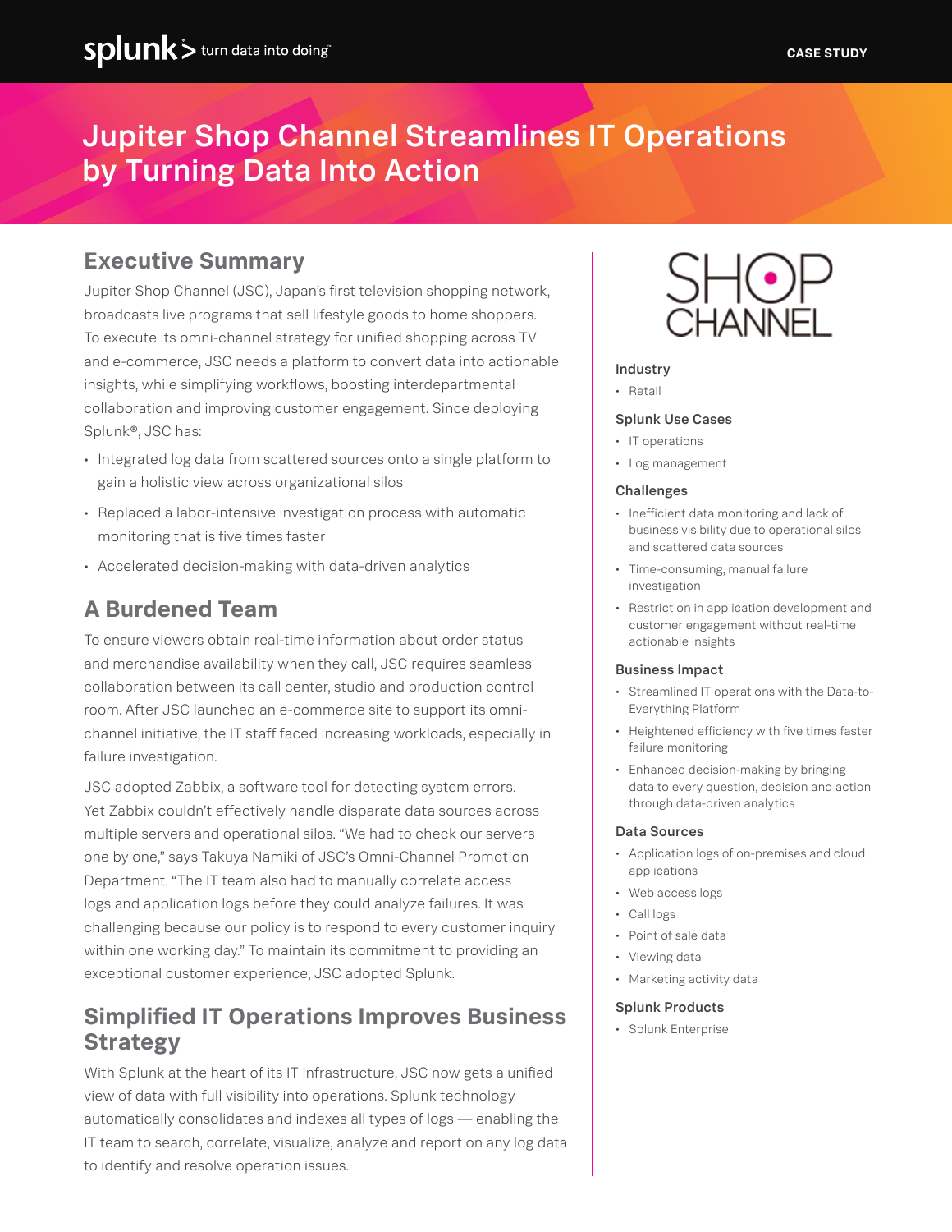# Jupiter Shop Channel Streamlines IT Operations by Turning Data Into Action

## Executive Summary

Jupiter Shop Channel (JSC), Japan's first television shopping network, broadcasts live programs that sell lifestyle goods to home shoppers. To execute its omni-channel strategy for unified shopping across TV and e-commerce, JSC needs a platform to convert data into actionable insights, while simplifying workflows, boosting interdepartmental collaboration and improving customer engagement. Since deploying Splunk®, JSC has:

- Integrated log data from scattered sources onto a single platform to gain a holistic view across organizational silos
- Replaced a labor-intensive investigation process with automatic monitoring that is five times faster
- Accelerated decision-making with data-driven analytics

## A Burdened Team

To ensure viewers obtain real-time information about order status and merchandise availability when they call, JSC requires seamless collaboration between its call center, studio and production control room. After JSC launched an e-commerce site to support its omni-channel initiative, the IT staff faced increasing workloads, especially in failure investigation.

JSC adopted Zabbix, a software tool for detecting system errors. Yet Zabbix couldn't effectively handle disparate data sources across multiple servers and operational silos. "We had to check our servers one by one," says Takuya Namiki of JSC's Omni-Channel Promotion Department. "The IT team also had to manually correlate access logs and application logs before they could analyze failures. It was challenging because our policy is to respond to every customer inquiry within one working day." To maintain its commitment to providing an exceptional customer experience, JSC adopted Splunk.

## Simplified IT Operations Improves Business Strategy

With Splunk at the heart of its IT infrastructure, JSC now gets a unified view of data with full visibility into operations. Splunk technology automatically consolidates and indexes all types of logs — enabling the IT team to search, correlate, visualize, analyze and report on any log data to identify and resolve operation issues.

SHOP CHANNEL

### Industry

- Retail

### Splunk Use Cases

- IT operations
- Log management

### Challenges

- Inefficient data monitoring and lack of business visibility due to operational silos and scattered data sources
- Time-consuming, manual failure investigation
- Restriction in application development and customer engagement without real-time actionable insights

### Business Impact

- Streamlined IT operations with the Data-to-Everything Platform
- Heightened efficiency with five times faster failure monitoring
- Enhanced decision-making by bringing data to every question, decision and action through data-driven analytics

### Data Sources

- Application logs of on-premises and cloud applications
- Web access logs
- Call logs
- Point of sale data
- Viewing data
- Marketing activity data

### Splunk Products

- Splunk Enterprise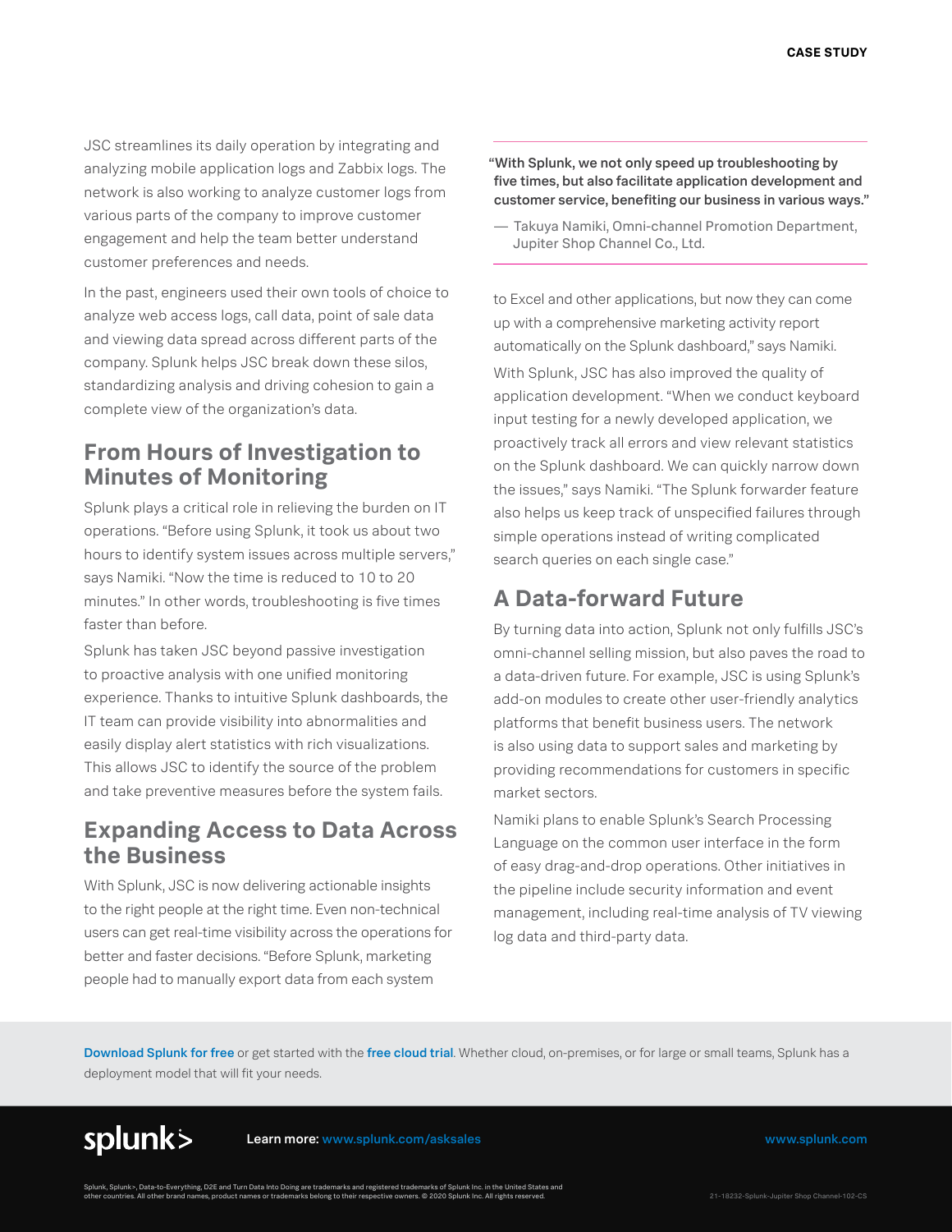JSC streamlines its daily operation by integrating and analyzing mobile application logs and Zabbix logs. The network is also working to analyze customer logs from various parts of the company to improve customer engagement and help the team better understand customer preferences and needs.

In the past, engineers used their own tools of choice to analyze web access logs, call data, point of sale data and viewing data spread across different parts of the company. Splunk helps JSC break down these silos, standardizing analysis and driving cohesion to gain a complete view of the organization's data.

## From Hours of Investigation to Minutes of Monitoring

Splunk plays a critical role in relieving the burden on IT operations. "Before using Splunk, it took us about two hours to identify system issues across multiple servers," says Namiki. "Now the time is reduced to 10 to 20 minutes." In other words, troubleshooting is five times faster than before.

Splunk has taken JSC beyond passive investigation to proactive analysis with one unified monitoring experience. Thanks to intuitive Splunk dashboards, the IT team can provide visibility into abnormalities and easily display alert statistics with rich visualizations. This allows JSC to identify the source of the problem and take preventive measures before the system fails.

## Expanding Access to Data Across the Business

With Splunk, JSC is now delivering actionable insights to the right people at the right time. Even non-technical users can get real-time visibility across the operations for better and faster decisions. "Before Splunk, marketing people had to manually export data from each system to Excel and other applications, but now they can come up with a comprehensive marketing activity report automatically on the Splunk dashboard," says Namiki.

**"With Splunk, we not only speed up troubleshooting by five times, but also facilitate application development and customer service, benefiting our business in various ways."**

— Takuya Namiki, Omni-channel Promotion Department, Jupiter Shop Channel Co., Ltd.

With Splunk, JSC has also improved the quality of application development. "When we conduct keyboard input testing for a newly developed application, we proactively track all errors and view relevant statistics on the Splunk dashboard. We can quickly narrow down the issues," says Namiki. "The Splunk forwarder feature also helps us keep track of unspecified failures through simple operations instead of writing complicated search queries on each single case."

## A Data-forward Future

By turning data into action, Splunk not only fulfills JSC's omni-channel selling mission, but also paves the road to a data-driven future. For example, JSC is using Splunk's add-on modules to create other user-friendly analytics platforms that benefit business users. The network is also using data to support sales and marketing by providing recommendations for customers in specific market sectors.

Namiki plans to enable Splunk's Search Processing Language on the common user interface in the form of easy drag-and-drop operations. Other initiatives in the pipeline include security information and event management, including real-time analysis of TV viewing log data and third-party data.

**Download Splunk for free** or get started with the **free cloud trial**. Whether cloud, on-premises, or for large or small teams, Splunk has a deployment model that will fit your needs.

**Learn more:** www.splunk.com/asksales

www.splunk.com

Splunk, Splunk>, Data-to-Everything, D2E and Turn Data Into Doing are trademarks and registered trademarks of Splunk Inc. in the United States and other countries. All other brand names, product names or trademarks belong to their respective owners. © 2020 Splunk Inc. All rights reserved.

21-18232-Splunk-Jupiter Shop Channel-102-CS